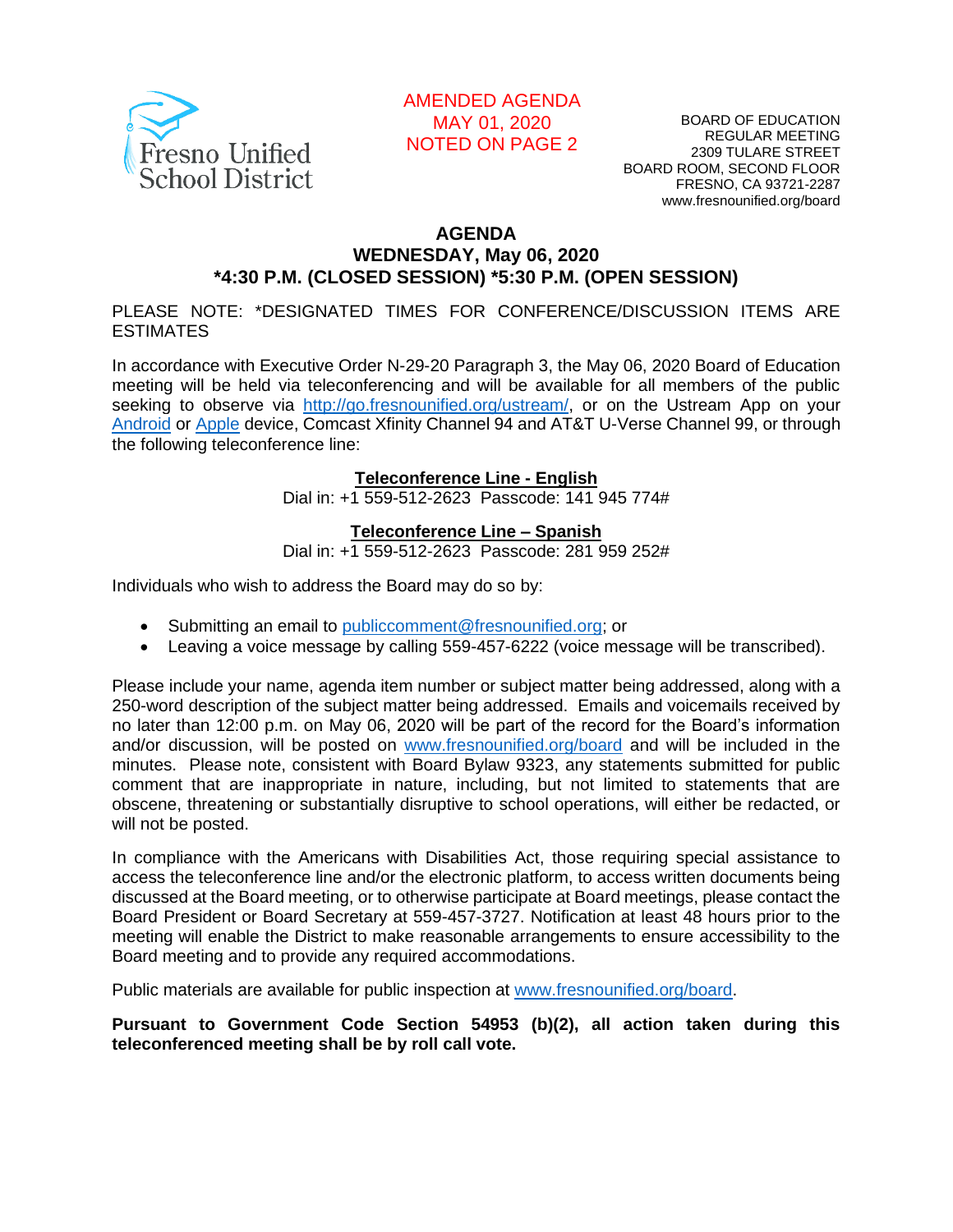Fresno Unified School District

AMENDED AGENDA
MAY 01, 2020
NOTED ON PAGE 2

BOARD OF EDUCATION
REGULAR MEETING
2309 TULARE STREET
BOARD ROOM, SECOND FLOOR
FRESNO, CA 93721-2287
www.fresnounified.org/board

# AGENDA
## WEDNESDAY, May 06, 2020
## *4:30 P.M. (CLOSED SESSION) *5:30 P.M. (OPEN SESSION)

PLEASE NOTE: *DESIGNATED TIMES FOR CONFERENCE/DISCUSSION ITEMS ARE ESTIMATES

In accordance with Executive Order N-29-20 Paragraph 3, the May 06, 2020 Board of Education meeting will be held via teleconferencing and will be available for all members of the public seeking to observe via http://go.fresnounified.org/ustream/, or on the Ustream App on your Android or Apple device, Comcast Xfinity Channel 94 and AT&T U-Verse Channel 99, or through the following teleconference line:

**Teleconference Line - English**
Dial in: +1 559-512-2623 Passcode: 141 945 774#

**Teleconference Line – Spanish**
Dial in: +1 559-512-2623 Passcode: 281 959 252#

Individuals who wish to address the Board may do so by:

- Submitting an email to publiccomment@fresnounified.org; or
- Leaving a voice message by calling 559-457-6222 (voice message will be transcribed).

Please include your name, agenda item number or subject matter being addressed, along with a 250-word description of the subject matter being addressed. Emails and voicemails received by no later than 12:00 p.m. on May 06, 2020 will be part of the record for the Board's information and/or discussion, will be posted on www.fresnounified.org/board and will be included in the minutes. Please note, consistent with Board Bylaw 9323, any statements submitted for public comment that are inappropriate in nature, including, but not limited to statements that are obscene, threatening or substantially disruptive to school operations, will either be redacted, or will not be posted.

In compliance with the Americans with Disabilities Act, those requiring special assistance to access the teleconference line and/or the electronic platform, to access written documents being discussed at the Board meeting, or to otherwise participate at Board meetings, please contact the Board President or Board Secretary at 559-457-3727. Notification at least 48 hours prior to the meeting will enable the District to make reasonable arrangements to ensure accessibility to the Board meeting and to provide any required accommodations.

Public materials are available for public inspection at www.fresnounified.org/board.

**Pursuant to Government Code Section 54953 (b)(2), all action taken during this teleconferenced meeting shall be by roll call vote.**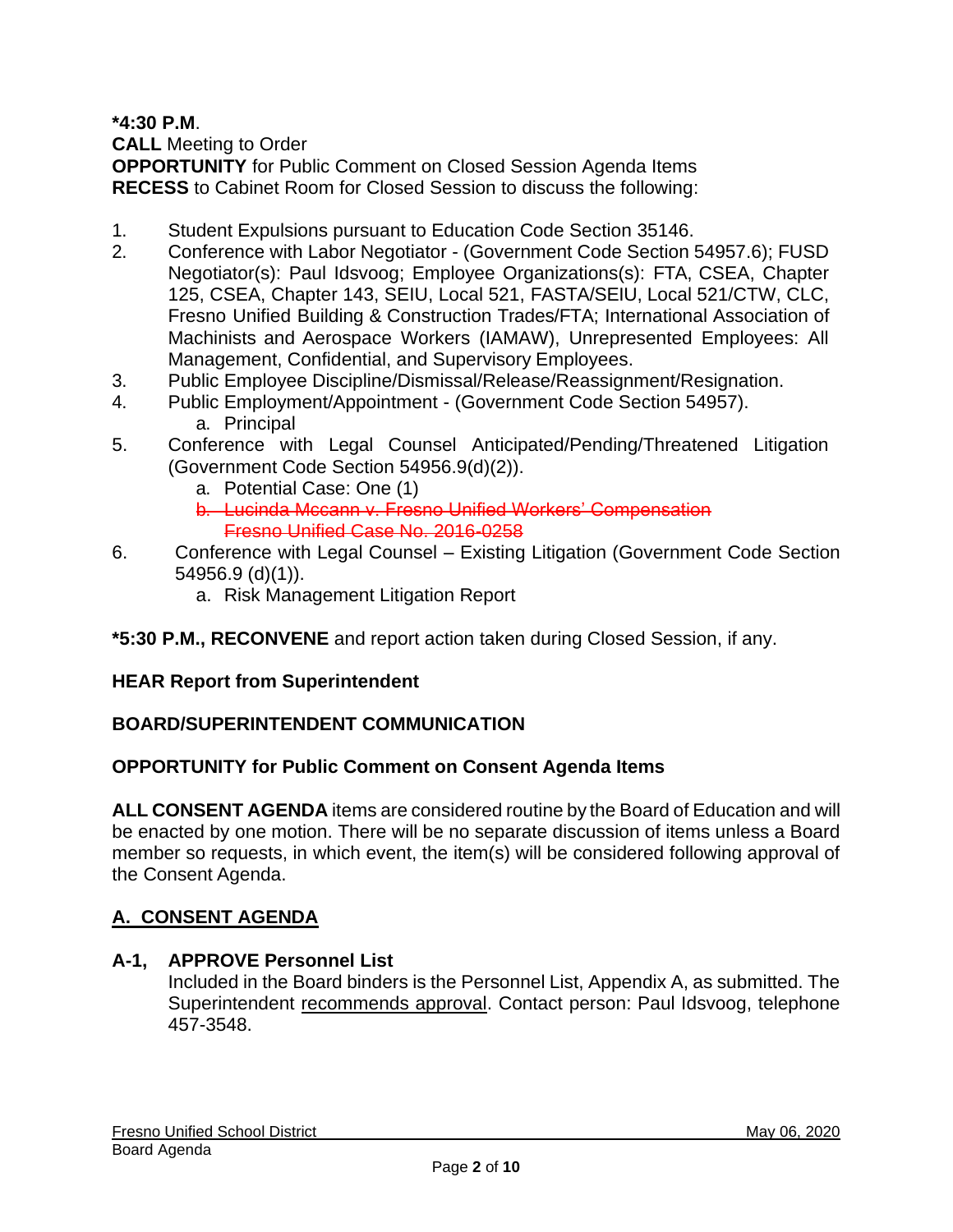**\*4:30 P.M**.

**CALL** Meeting to Order

**OPPORTUNITY** for Public Comment on Closed Session Agenda Items

**RECESS** to Cabinet Room for Closed Session to discuss the following:

1. Student Expulsions pursuant to Education Code Section 35146.
2. Conference with Labor Negotiator - (Government Code Section 54957.6); FUSD Negotiator(s): Paul Idsvoog; Employee Organizations(s): FTA, CSEA, Chapter 125, CSEA, Chapter 143, SEIU, Local 521, FASTA/SEIU, Local 521/CTW, CLC, Fresno Unified Building & Construction Trades/FTA; International Association of Machinists and Aerospace Workers (IAMAW), Unrepresented Employees: All Management, Confidential, and Supervisory Employees.
3. Public Employee Discipline/Dismissal/Release/Reassignment/Resignation.
4. Public Employment/Appointment - (Government Code Section 54957).
   a. Principal
5. Conference with Legal Counsel Anticipated/Pending/Threatened Litigation (Government Code Section 54956.9(d)(2)).
   a. Potential Case: One (1)
   b. ~~Lucinda Mccann v. Fresno Unified Workers' Compensation Fresno Unified Case No. 2016-0258~~
6. Conference with Legal Counsel – Existing Litigation (Government Code Section 54956.9 (d)(1)).
   a. Risk Management Litigation Report

**\*5:30 P.M., RECONVENE** and report action taken during Closed Session, if any.

**HEAR Report from Superintendent**

**BOARD/SUPERINTENDENT COMMUNICATION**

**OPPORTUNITY for Public Comment on Consent Agenda Items**

**ALL CONSENT AGENDA** items are considered routine by the Board of Education and will be enacted by one motion. There will be no separate discussion of items unless a Board member so requests, in which event, the item(s) will be considered following approval of the Consent Agenda.

## A. CONSENT AGENDA

**A-1, APPROVE Personnel List**
Included in the Board binders is the Personnel List, Appendix A, as submitted. The Superintendent recommends approval. Contact person: Paul Idsvoog, telephone 457-3548.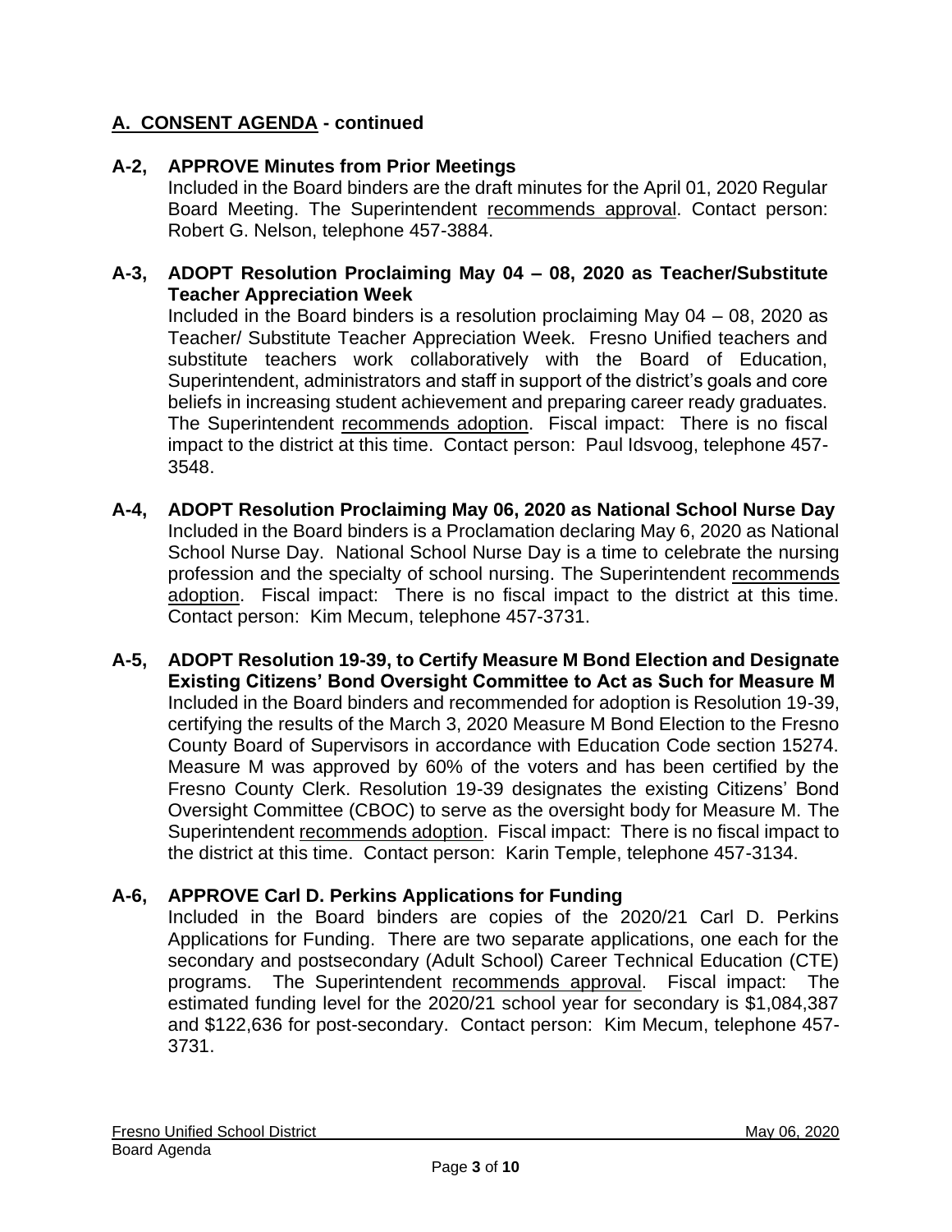## A. CONSENT AGENDA - continued

**A-2, APPROVE Minutes from Prior Meetings**

Included in the Board binders are the draft minutes for the April 01, 2020 Regular Board Meeting. The Superintendent recommends approval. Contact person: Robert G. Nelson, telephone 457-3884.

**A-3, ADOPT Resolution Proclaiming May 04 – 08, 2020 as Teacher/Substitute Teacher Appreciation Week**

Included in the Board binders is a resolution proclaiming May 04 – 08, 2020 as Teacher/ Substitute Teacher Appreciation Week. Fresno Unified teachers and substitute teachers work collaboratively with the Board of Education, Superintendent, administrators and staff in support of the district's goals and core beliefs in increasing student achievement and preparing career ready graduates. The Superintendent recommends adoption. Fiscal impact: There is no fiscal impact to the district at this time. Contact person: Paul Idsvoog, telephone 457-3548.

**A-4, ADOPT Resolution Proclaiming May 06, 2020 as National School Nurse Day**

Included in the Board binders is a Proclamation declaring May 6, 2020 as National School Nurse Day. National School Nurse Day is a time to celebrate the nursing profession and the specialty of school nursing. The Superintendent recommends adoption. Fiscal impact: There is no fiscal impact to the district at this time. Contact person: Kim Mecum, telephone 457-3731.

**A-5, ADOPT Resolution 19-39, to Certify Measure M Bond Election and Designate Existing Citizens' Bond Oversight Committee to Act as Such for Measure M**

Included in the Board binders and recommended for adoption is Resolution 19-39, certifying the results of the March 3, 2020 Measure M Bond Election to the Fresno County Board of Supervisors in accordance with Education Code section 15274. Measure M was approved by 60% of the voters and has been certified by the Fresno County Clerk. Resolution 19-39 designates the existing Citizens' Bond Oversight Committee (CBOC) to serve as the oversight body for Measure M. The Superintendent recommends adoption. Fiscal impact: There is no fiscal impact to the district at this time. Contact person: Karin Temple, telephone 457-3134.

**A-6, APPROVE Carl D. Perkins Applications for Funding**

Included in the Board binders are copies of the 2020/21 Carl D. Perkins Applications for Funding. There are two separate applications, one each for the secondary and postsecondary (Adult School) Career Technical Education (CTE) programs. The Superintendent recommends approval. Fiscal impact: The estimated funding level for the 2020/21 school year for secondary is $1,084,387 and $122,636 for post-secondary. Contact person: Kim Mecum, telephone 457-3731.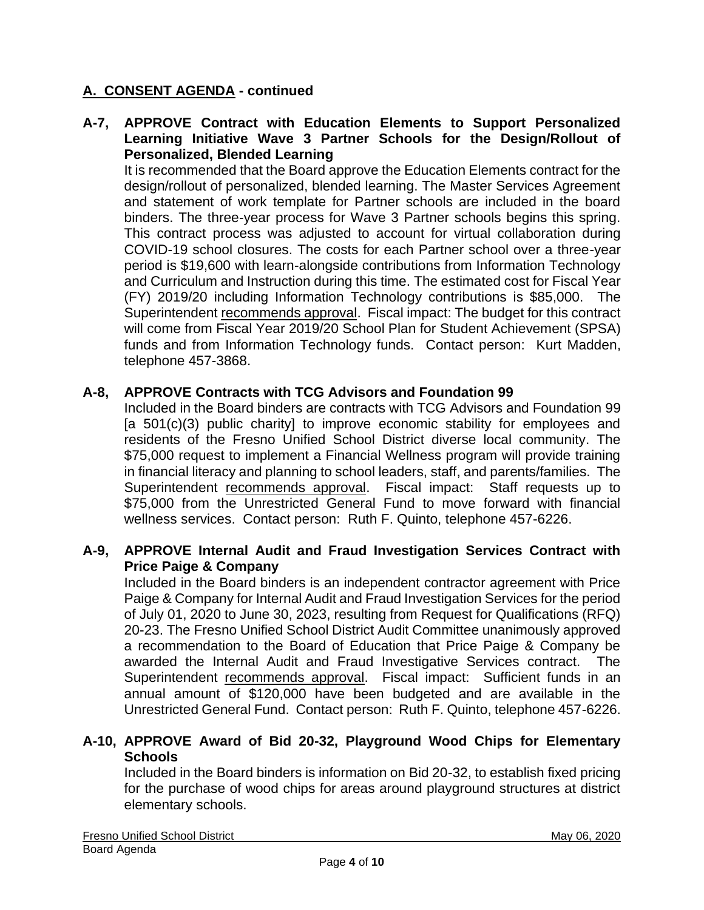## A. CONSENT AGENDA - continued

**A-7, APPROVE Contract with Education Elements to Support Personalized Learning Initiative Wave 3 Partner Schools for the Design/Rollout of Personalized, Blended Learning**

It is recommended that the Board approve the Education Elements contract for the design/rollout of personalized, blended learning. The Master Services Agreement and statement of work template for Partner schools are included in the board binders. The three-year process for Wave 3 Partner schools begins this spring. This contract process was adjusted to account for virtual collaboration during COVID-19 school closures. The costs for each Partner school over a three-year period is $19,600 with learn-alongside contributions from Information Technology and Curriculum and Instruction during this time. The estimated cost for Fiscal Year (FY) 2019/20 including Information Technology contributions is $85,000. The Superintendent recommends approval. Fiscal impact: The budget for this contract will come from Fiscal Year 2019/20 School Plan for Student Achievement (SPSA) funds and from Information Technology funds. Contact person: Kurt Madden, telephone 457-3868.

**A-8, APPROVE Contracts with TCG Advisors and Foundation 99**

Included in the Board binders are contracts with TCG Advisors and Foundation 99 [a 501(c)(3) public charity] to improve economic stability for employees and residents of the Fresno Unified School District diverse local community. The $75,000 request to implement a Financial Wellness program will provide training in financial literacy and planning to school leaders, staff, and parents/families. The Superintendent recommends approval. Fiscal impact: Staff requests up to $75,000 from the Unrestricted General Fund to move forward with financial wellness services. Contact person: Ruth F. Quinto, telephone 457-6226.

**A-9, APPROVE Internal Audit and Fraud Investigation Services Contract with Price Paige & Company**

Included in the Board binders is an independent contractor agreement with Price Paige & Company for Internal Audit and Fraud Investigation Services for the period of July 01, 2020 to June 30, 2023, resulting from Request for Qualifications (RFQ) 20-23. The Fresno Unified School District Audit Committee unanimously approved a recommendation to the Board of Education that Price Paige & Company be awarded the Internal Audit and Fraud Investigative Services contract. The Superintendent recommends approval. Fiscal impact: Sufficient funds in an annual amount of $120,000 have been budgeted and are available in the Unrestricted General Fund. Contact person: Ruth F. Quinto, telephone 457-6226.

**A-10, APPROVE Award of Bid 20-32, Playground Wood Chips for Elementary Schools**

Included in the Board binders is information on Bid 20-32, to establish fixed pricing for the purchase of wood chips for areas around playground structures at district elementary schools.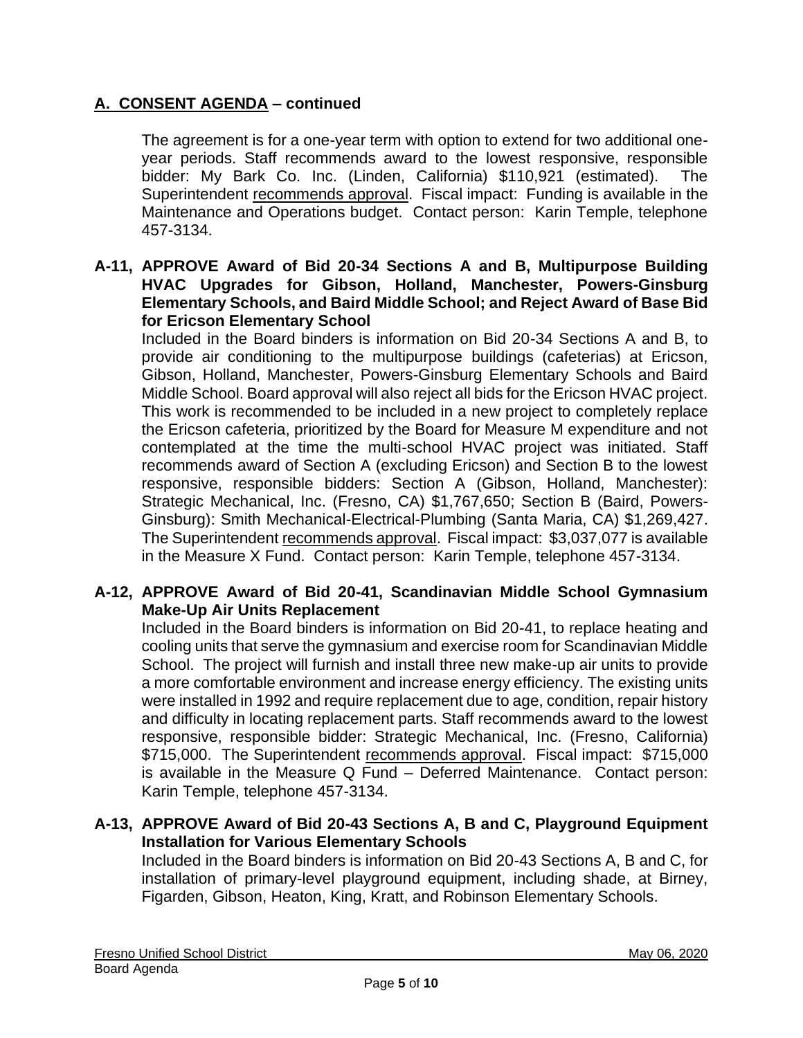## A. CONSENT AGENDA – continued

The agreement is for a one-year term with option to extend for two additional one-year periods. Staff recommends award to the lowest responsive, responsible bidder: My Bark Co. Inc. (Linden, California) $110,921 (estimated). The Superintendent recommends approval. Fiscal impact: Funding is available in the Maintenance and Operations budget. Contact person: Karin Temple, telephone 457-3134.

**A-11, APPROVE Award of Bid 20-34 Sections A and B, Multipurpose Building HVAC Upgrades for Gibson, Holland, Manchester, Powers-Ginsburg Elementary Schools, and Baird Middle School; and Reject Award of Base Bid for Ericson Elementary School**

Included in the Board binders is information on Bid 20-34 Sections A and B, to provide air conditioning to the multipurpose buildings (cafeterias) at Ericson, Gibson, Holland, Manchester, Powers-Ginsburg Elementary Schools and Baird Middle School. Board approval will also reject all bids for the Ericson HVAC project. This work is recommended to be included in a new project to completely replace the Ericson cafeteria, prioritized by the Board for Measure M expenditure and not contemplated at the time the multi-school HVAC project was initiated. Staff recommends award of Section A (excluding Ericson) and Section B to the lowest responsive, responsible bidders: Section A (Gibson, Holland, Manchester): Strategic Mechanical, Inc. (Fresno, CA) $1,767,650; Section B (Baird, Powers-Ginsburg): Smith Mechanical-Electrical-Plumbing (Santa Maria, CA) $1,269,427. The Superintendent recommends approval. Fiscal impact: $3,037,077 is available in the Measure X Fund. Contact person: Karin Temple, telephone 457-3134.

**A-12, APPROVE Award of Bid 20-41, Scandinavian Middle School Gymnasium Make-Up Air Units Replacement**

Included in the Board binders is information on Bid 20-41, to replace heating and cooling units that serve the gymnasium and exercise room for Scandinavian Middle School. The project will furnish and install three new make-up air units to provide a more comfortable environment and increase energy efficiency. The existing units were installed in 1992 and require replacement due to age, condition, repair history and difficulty in locating replacement parts. Staff recommends award to the lowest responsive, responsible bidder: Strategic Mechanical, Inc. (Fresno, California) $715,000. The Superintendent recommends approval. Fiscal impact: $715,000 is available in the Measure Q Fund – Deferred Maintenance. Contact person: Karin Temple, telephone 457-3134.

**A-13, APPROVE Award of Bid 20-43 Sections A, B and C, Playground Equipment Installation for Various Elementary Schools**

Included in the Board binders is information on Bid 20-43 Sections A, B and C, for installation of primary-level playground equipment, including shade, at Birney, Figarden, Gibson, Heaton, King, Kratt, and Robinson Elementary Schools.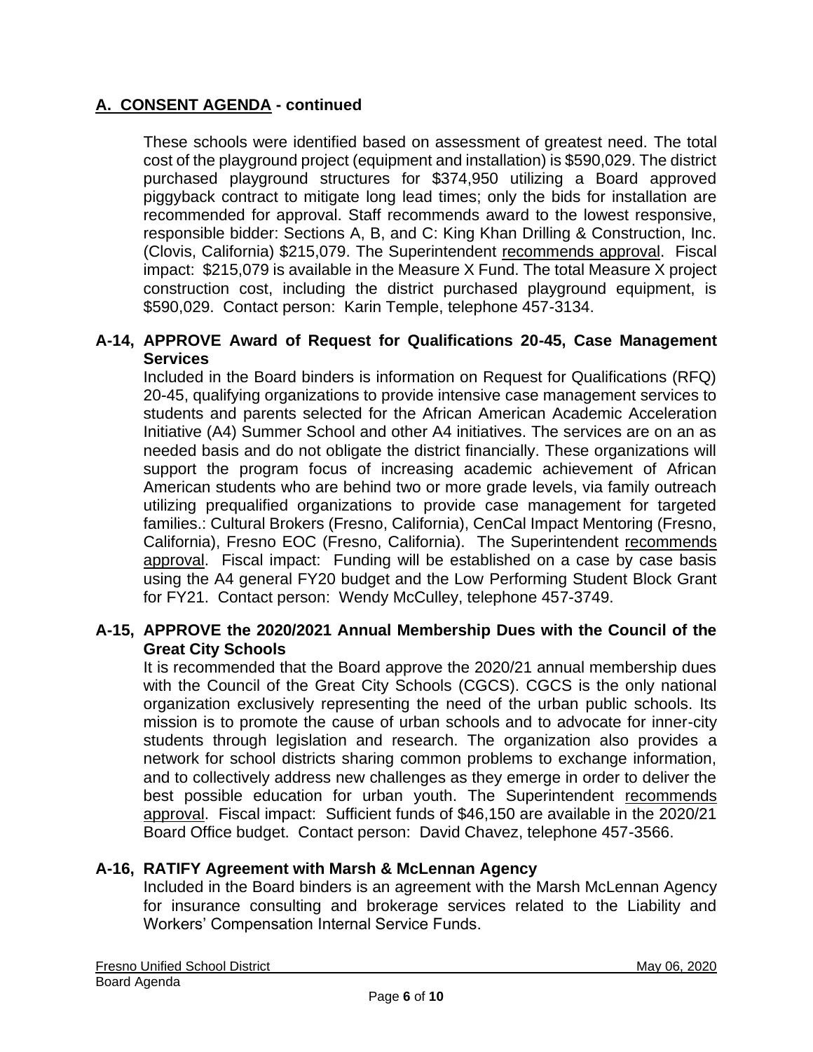## A. CONSENT AGENDA - continued

These schools were identified based on assessment of greatest need. The total cost of the playground project (equipment and installation) is $590,029. The district purchased playground structures for $374,950 utilizing a Board approved piggyback contract to mitigate long lead times; only the bids for installation are recommended for approval. Staff recommends award to the lowest responsive, responsible bidder: Sections A, B, and C: King Khan Drilling & Construction, Inc. (Clovis, California) $215,079. The Superintendent recommends approval. Fiscal impact: $215,079 is available in the Measure X Fund. The total Measure X project construction cost, including the district purchased playground equipment, is $590,029. Contact person: Karin Temple, telephone 457-3134.

### A-14, APPROVE Award of Request for Qualifications 20-45, Case Management Services

Included in the Board binders is information on Request for Qualifications (RFQ) 20-45, qualifying organizations to provide intensive case management services to students and parents selected for the African American Academic Acceleration Initiative (A4) Summer School and other A4 initiatives. The services are on an as needed basis and do not obligate the district financially. These organizations will support the program focus of increasing academic achievement of African American students who are behind two or more grade levels, via family outreach utilizing prequalified organizations to provide case management for targeted families.: Cultural Brokers (Fresno, California), CenCal Impact Mentoring (Fresno, California), Fresno EOC (Fresno, California). The Superintendent recommends approval. Fiscal impact: Funding will be established on a case by case basis using the A4 general FY20 budget and the Low Performing Student Block Grant for FY21. Contact person: Wendy McCulley, telephone 457-3749.

### A-15, APPROVE the 2020/2021 Annual Membership Dues with the Council of the Great City Schools

It is recommended that the Board approve the 2020/21 annual membership dues with the Council of the Great City Schools (CGCS). CGCS is the only national organization exclusively representing the need of the urban public schools. Its mission is to promote the cause of urban schools and to advocate for inner-city students through legislation and research. The organization also provides a network for school districts sharing common problems to exchange information, and to collectively address new challenges as they emerge in order to deliver the best possible education for urban youth. The Superintendent recommends approval. Fiscal impact: Sufficient funds of $46,150 are available in the 2020/21 Board Office budget. Contact person: David Chavez, telephone 457-3566.

### A-16, RATIFY Agreement with Marsh & McLennan Agency

Included in the Board binders is an agreement with the Marsh McLennan Agency for insurance consulting and brokerage services related to the Liability and Workers' Compensation Internal Service Funds.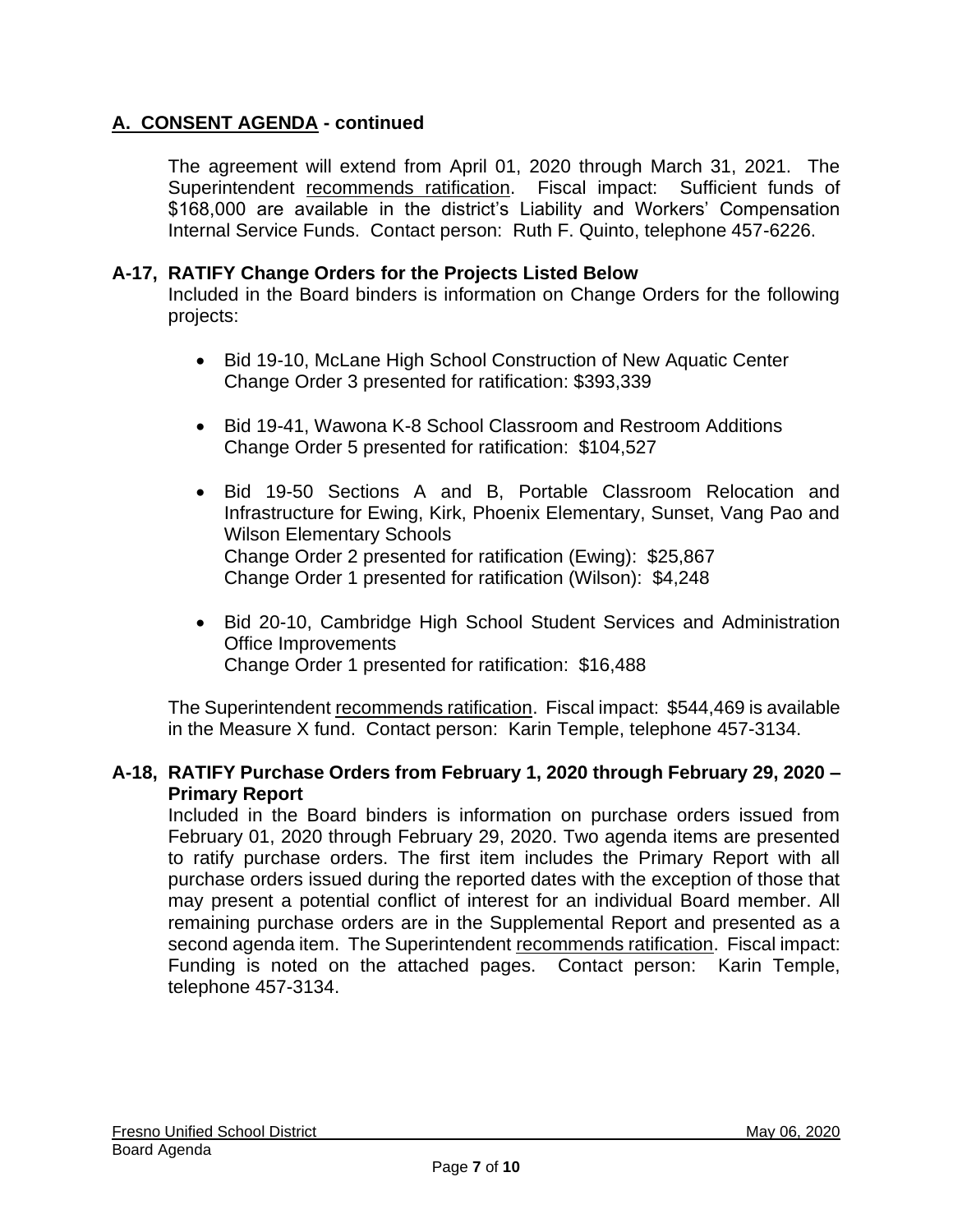## A. CONSENT AGENDA - continued

The agreement will extend from April 01, 2020 through March 31, 2021. The Superintendent recommends ratification. Fiscal impact: Sufficient funds of $168,000 are available in the district's Liability and Workers' Compensation Internal Service Funds. Contact person: Ruth F. Quinto, telephone 457-6226.

### A-17, RATIFY Change Orders for the Projects Listed Below

Included in the Board binders is information on Change Orders for the following projects:

- Bid 19-10, McLane High School Construction of New Aquatic Center
  Change Order 3 presented for ratification: $393,339

- Bid 19-41, Wawona K-8 School Classroom and Restroom Additions
  Change Order 5 presented for ratification: $104,527

- Bid 19-50 Sections A and B, Portable Classroom Relocation and Infrastructure for Ewing, Kirk, Phoenix Elementary, Sunset, Vang Pao and Wilson Elementary Schools
  Change Order 2 presented for ratification (Ewing): $25,867
  Change Order 1 presented for ratification (Wilson): $4,248

- Bid 20-10, Cambridge High School Student Services and Administration Office Improvements
  Change Order 1 presented for ratification: $16,488

The Superintendent recommends ratification. Fiscal impact: $544,469 is available in the Measure X fund. Contact person: Karin Temple, telephone 457-3134.

### A-18, RATIFY Purchase Orders from February 1, 2020 through February 29, 2020 – Primary Report

Included in the Board binders is information on purchase orders issued from February 01, 2020 through February 29, 2020. Two agenda items are presented to ratify purchase orders. The first item includes the Primary Report with all purchase orders issued during the reported dates with the exception of those that may present a potential conflict of interest for an individual Board member. All remaining purchase orders are in the Supplemental Report and presented as a second agenda item. The Superintendent recommends ratification. Fiscal impact: Funding is noted on the attached pages. Contact person: Karin Temple, telephone 457-3134.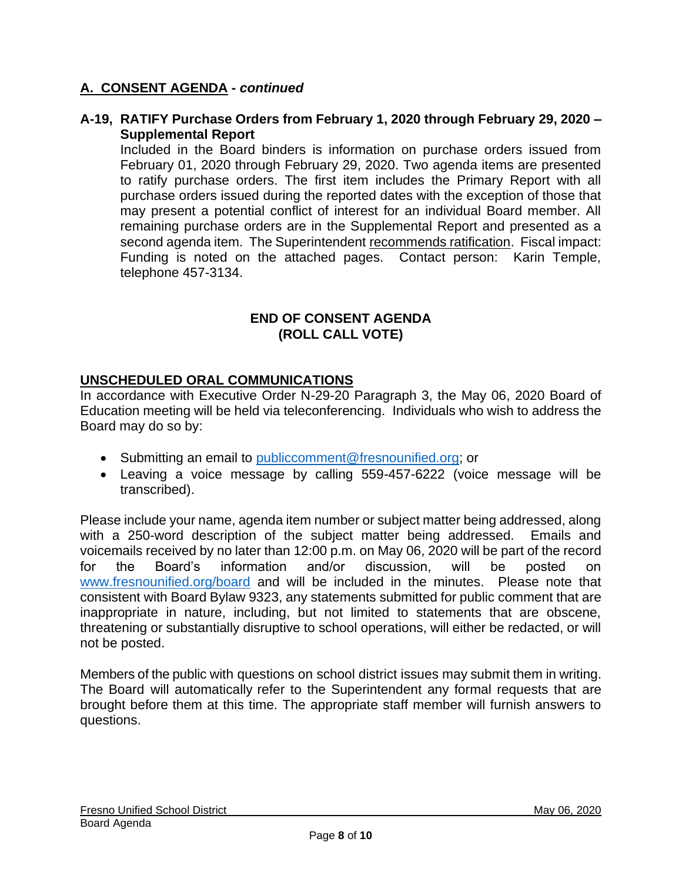## A. CONSENT AGENDA - *continued*

**A-19, RATIFY Purchase Orders from February 1, 2020 through February 29, 2020 – Supplemental Report**

Included in the Board binders is information on purchase orders issued from February 01, 2020 through February 29, 2020. Two agenda items are presented to ratify purchase orders. The first item includes the Primary Report with all purchase orders issued during the reported dates with the exception of those that may present a potential conflict of interest for an individual Board member. All remaining purchase orders are in the Supplemental Report and presented as a second agenda item. The Superintendent recommends ratification. Fiscal impact: Funding is noted on the attached pages. Contact person: Karin Temple, telephone 457-3134.

**END OF CONSENT AGENDA**
**(ROLL CALL VOTE)**

## UNSCHEDULED ORAL COMMUNICATIONS

In accordance with Executive Order N-29-20 Paragraph 3, the May 06, 2020 Board of Education meeting will be held via teleconferencing. Individuals who wish to address the Board may do so by:

- Submitting an email to publiccomment@fresnounified.org; or
- Leaving a voice message by calling 559-457-6222 (voice message will be transcribed).

Please include your name, agenda item number or subject matter being addressed, along with a 250-word description of the subject matter being addressed. Emails and voicemails received by no later than 12:00 p.m. on May 06, 2020 will be part of the record for the Board's information and/or discussion, will be posted on www.fresnounified.org/board and will be included in the minutes. Please note that consistent with Board Bylaw 9323, any statements submitted for public comment that are inappropriate in nature, including, but not limited to statements that are obscene, threatening or substantially disruptive to school operations, will either be redacted, or will not be posted.

Members of the public with questions on school district issues may submit them in writing. The Board will automatically refer to the Superintendent any formal requests that are brought before them at this time. The appropriate staff member will furnish answers to questions.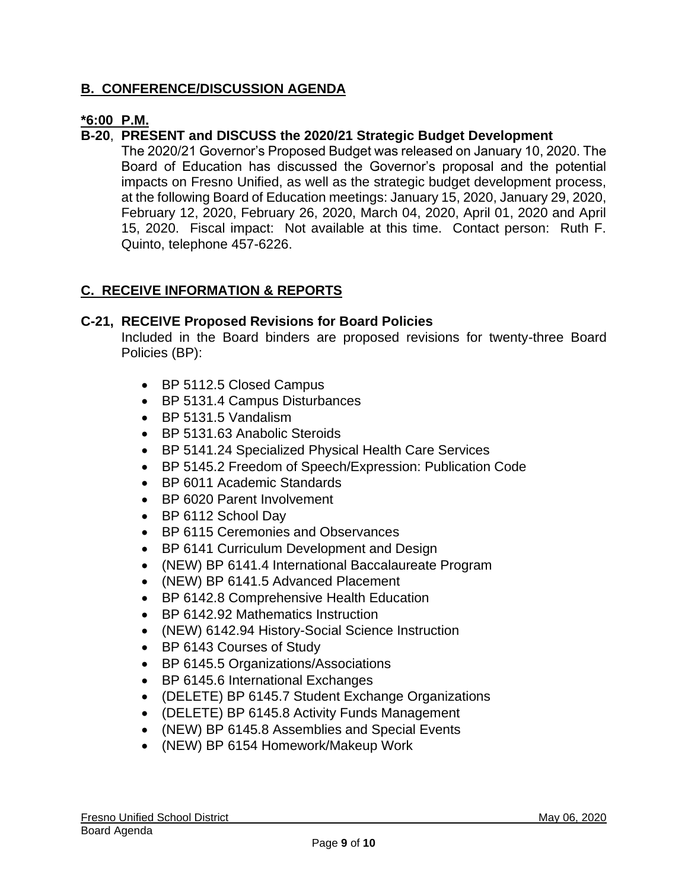## **B. CONFERENCE/DISCUSSION AGENDA**

**\*6:00 P.M.**

**B-20**, **PRESENT and DISCUSS the 2020/21 Strategic Budget Development**

The 2020/21 Governor's Proposed Budget was released on January 10, 2020. The Board of Education has discussed the Governor's proposal and the potential impacts on Fresno Unified, as well as the strategic budget development process, at the following Board of Education meetings: January 15, 2020, January 29, 2020, February 12, 2020, February 26, 2020, March 04, 2020, April 01, 2020 and April 15, 2020. Fiscal impact: Not available at this time. Contact person: Ruth F. Quinto, telephone 457-6226.

## **C. RECEIVE INFORMATION & REPORTS**

**C-21, RECEIVE Proposed Revisions for Board Policies**

Included in the Board binders are proposed revisions for twenty-three Board Policies (BP):

- BP 5112.5 Closed Campus
- BP 5131.4 Campus Disturbances
- BP 5131.5 Vandalism
- BP 5131.63 Anabolic Steroids
- BP 5141.24 Specialized Physical Health Care Services
- BP 5145.2 Freedom of Speech/Expression: Publication Code
- BP 6011 Academic Standards
- BP 6020 Parent Involvement
- BP 6112 School Day
- BP 6115 Ceremonies and Observances
- BP 6141 Curriculum Development and Design
- (NEW) BP 6141.4 International Baccalaureate Program
- (NEW) BP 6141.5 Advanced Placement
- BP 6142.8 Comprehensive Health Education
- BP 6142.92 Mathematics Instruction
- (NEW) 6142.94 History-Social Science Instruction
- BP 6143 Courses of Study
- BP 6145.5 Organizations/Associations
- BP 6145.6 International Exchanges
- (DELETE) BP 6145.7 Student Exchange Organizations
- (DELETE) BP 6145.8 Activity Funds Management
- (NEW) BP 6145.8 Assemblies and Special Events
- (NEW) BP 6154 Homework/Makeup Work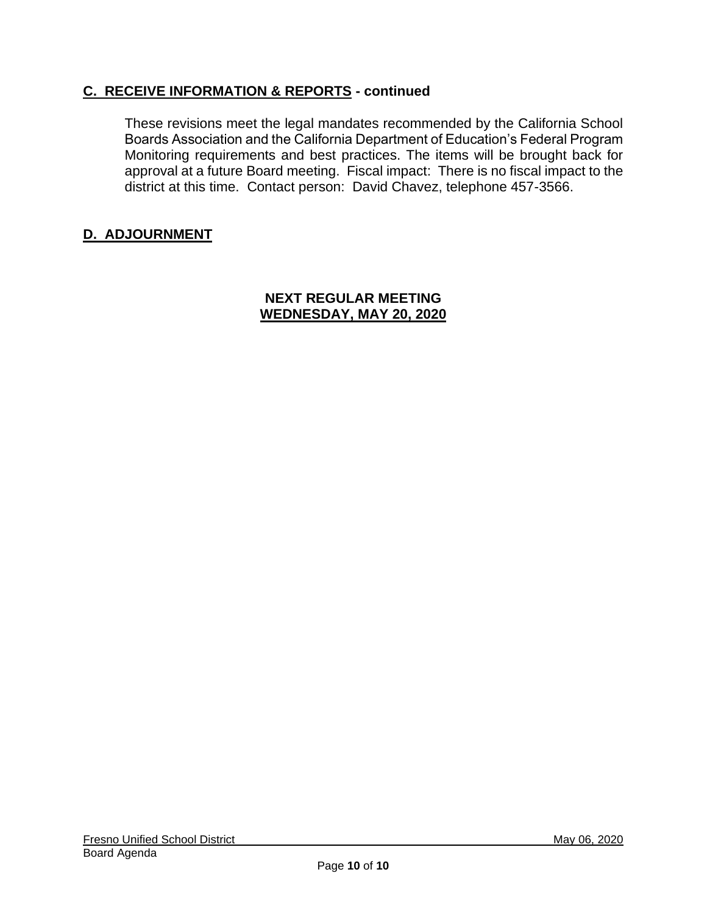## C. RECEIVE INFORMATION & REPORTS - continued

These revisions meet the legal mandates recommended by the California School Boards Association and the California Department of Education's Federal Program Monitoring requirements and best practices. The items will be brought back for approval at a future Board meeting. Fiscal impact: There is no fiscal impact to the district at this time. Contact person: David Chavez, telephone 457-3566.

## D. ADJOURNMENT

**NEXT REGULAR MEETING**
**WEDNESDAY, MAY 20, 2020**